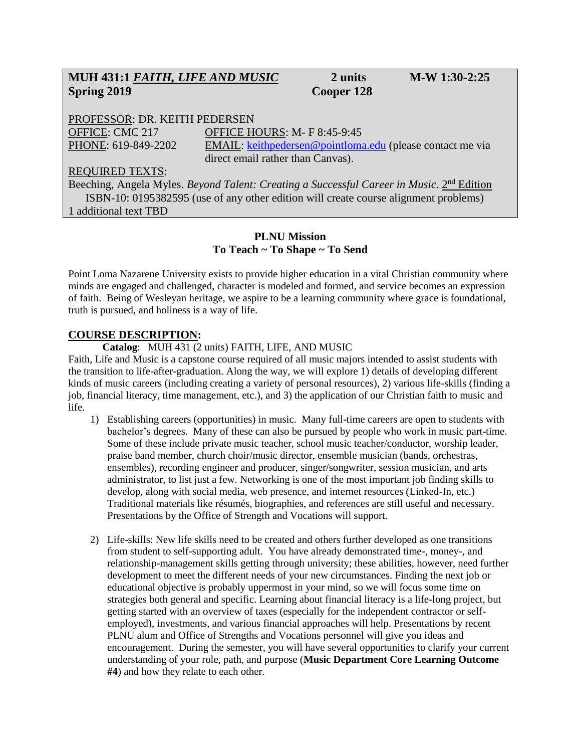**MUH 431:1 *FAITH, LIFE AND MUSIC*** **2 units** **M-W 1:30-2:25**
**Spring 2019** **Cooper 128**

PROFESSOR: DR. KEITH PEDERSEN
OFFICE: CMC 217 OFFICE HOURS: M- F 8:45-9:45
PHONE: 619-849-2202 EMAIL: keithpedersen@pointloma.edu (please contact me via direct email rather than Canvas).
REQUIRED TEXTS:
Beeching, Angela Myles. *Beyond Talent: Creating a Successful Career in Music*. 2nd Edition ISBN-10: 0195382595 (use of any other edition will create course alignment problems)
1 additional text TBD

**PLNU Mission**
**To Teach ~ To Shape ~ To Send**

Point Loma Nazarene University exists to provide higher education in a vital Christian community where minds are engaged and challenged, character is modeled and formed, and service becomes an expression of faith. Being of Wesleyan heritage, we aspire to be a learning community where grace is foundational, truth is pursued, and holiness is a way of life.

## COURSE DESCRIPTION:

**Catalog**: MUH 431 (2 units) FAITH, LIFE, AND MUSIC
Faith, Life and Music is a capstone course required of all music majors intended to assist students with the transition to life-after-graduation. Along the way, we will explore 1) details of developing different kinds of music careers (including creating a variety of personal resources), 2) various life-skills (finding a job, financial literacy, time management, etc.), and 3) the application of our Christian faith to music and life.

1) Establishing careers (opportunities) in music. Many full-time careers are open to students with bachelor's degrees. Many of these can also be pursued by people who work in music part-time. Some of these include private music teacher, school music teacher/conductor, worship leader, praise band member, church choir/music director, ensemble musician (bands, orchestras, ensembles), recording engineer and producer, singer/songwriter, session musician, and arts administrator, to list just a few. Networking is one of the most important job finding skills to develop, along with social media, web presence, and internet resources (Linked-In, etc.) Traditional materials like résumés, biographies, and references are still useful and necessary. Presentations by the Office of Strength and Vocations will support.

2) Life-skills: New life skills need to be created and others further developed as one transitions from student to self-supporting adult. You have already demonstrated time-, money-, and relationship-management skills getting through university; these abilities, however, need further development to meet the different needs of your new circumstances. Finding the next job or educational objective is probably uppermost in your mind, so we will focus some time on strategies both general and specific. Learning about financial literacy is a life-long project, but getting started with an overview of taxes (especially for the independent contractor or self-employed), investments, and various financial approaches will help. Presentations by recent PLNU alum and Office of Strengths and Vocations personnel will give you ideas and encouragement. During the semester, you will have several opportunities to clarify your current understanding of your role, path, and purpose (**Music Department Core Learning Outcome #4**) and how they relate to each other.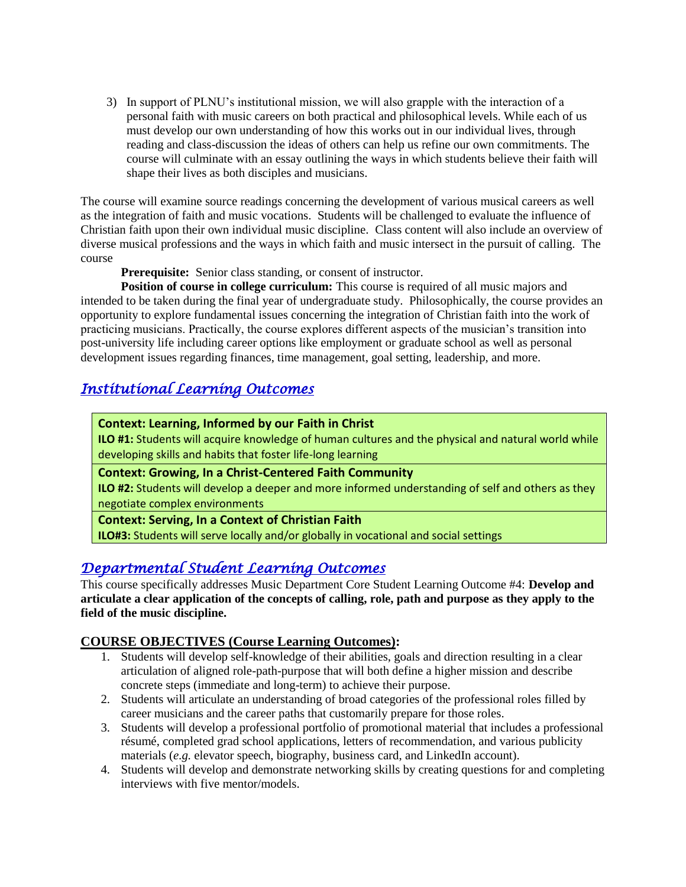3) In support of PLNU's institutional mission, we will also grapple with the interaction of a personal faith with music careers on both practical and philosophical levels. While each of us must develop our own understanding of how this works out in our individual lives, through reading and class-discussion the ideas of others can help us refine our own commitments. The course will culminate with an essay outlining the ways in which students believe their faith will shape their lives as both disciples and musicians.

The course will examine source readings concerning the development of various musical careers as well as the integration of faith and music vocations. Students will be challenged to evaluate the influence of Christian faith upon their own individual music discipline. Class content will also include an overview of diverse musical professions and the ways in which faith and music intersect in the pursuit of calling. The course

**Prerequisite:** Senior class standing, or consent of instructor.

**Position of course in college curriculum:** This course is required of all music majors and intended to be taken during the final year of undergraduate study. Philosophically, the course provides an opportunity to explore fundamental issues concerning the integration of Christian faith into the work of practicing musicians. Practically, the course explores different aspects of the musician's transition into post-university life including career options like employment or graduate school as well as personal development issues regarding finances, time management, goal setting, leadership, and more.

## *Institutional Learning Outcomes*

**Context: Learning, Informed by our Faith in Christ**
**ILO #1:** Students will acquire knowledge of human cultures and the physical and natural world while developing skills and habits that foster life-long learning

**Context: Growing, In a Christ-Centered Faith Community**
**ILO #2:** Students will develop a deeper and more informed understanding of self and others as they negotiate complex environments

**Context: Serving, In a Context of Christian Faith**
**ILO#3:** Students will serve locally and/or globally in vocational and social settings

## *Departmental Student Learning Outcomes*

This course specifically addresses Music Department Core Student Learning Outcome #4: **Develop and articulate a clear application of the concepts of calling, role, path and purpose as they apply to the field of the music discipline.**

### COURSE OBJECTIVES (Course Learning Outcomes):

1. Students will develop self-knowledge of their abilities, goals and direction resulting in a clear articulation of aligned role-path-purpose that will both define a higher mission and describe concrete steps (immediate and long-term) to achieve their purpose.
2. Students will articulate an understanding of broad categories of the professional roles filled by career musicians and the career paths that customarily prepare for those roles.
3. Students will develop a professional portfolio of promotional material that includes a professional résumé, completed grad school applications, letters of recommendation, and various publicity materials (*e.g.* elevator speech, biography, business card, and LinkedIn account).
4. Students will develop and demonstrate networking skills by creating questions for and completing interviews with five mentor/models.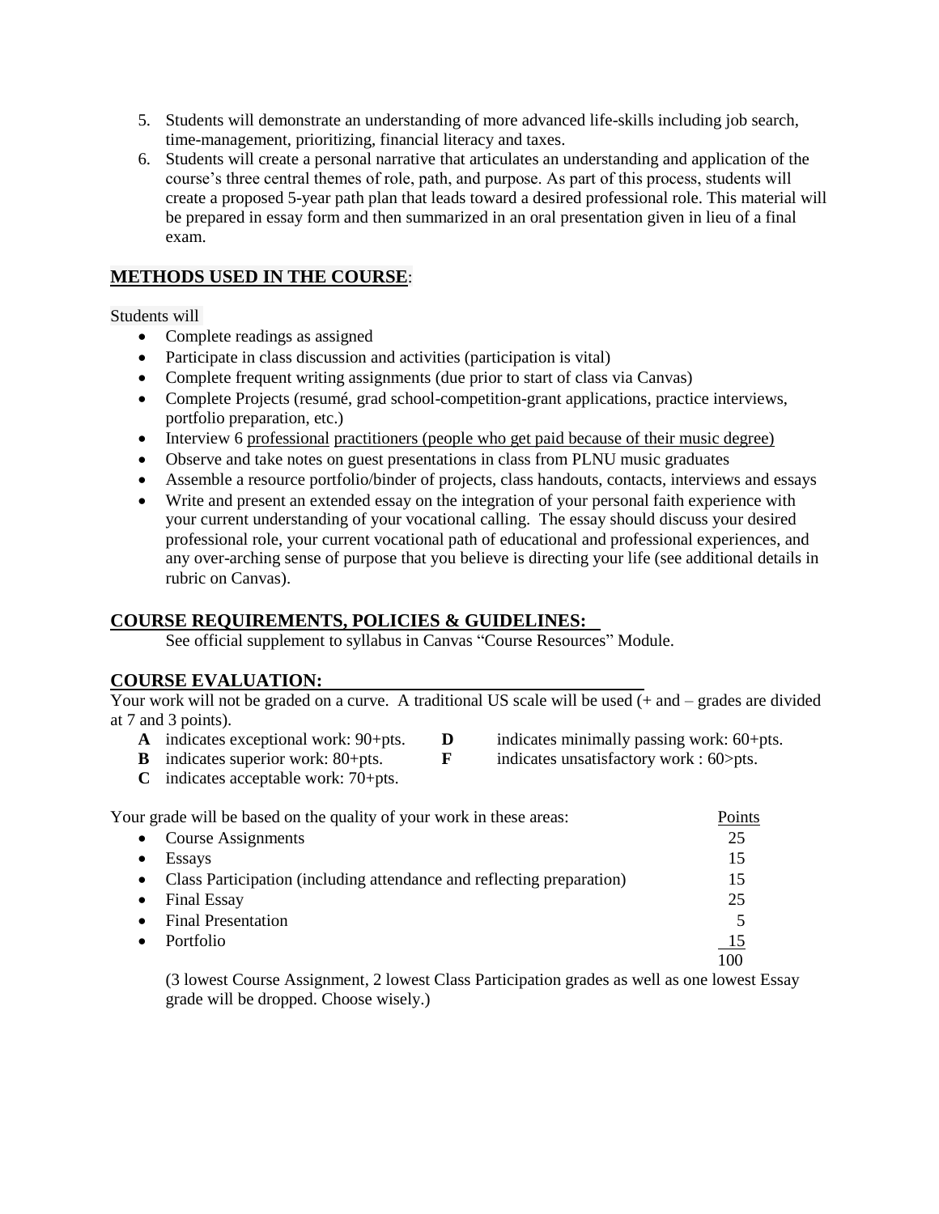5. Students will demonstrate an understanding of more advanced life-skills including job search, time-management, prioritizing, financial literacy and taxes.
6. Students will create a personal narrative that articulates an understanding and application of the course's three central themes of role, path, and purpose. As part of this process, students will create a proposed 5-year path plan that leads toward a desired professional role. This material will be prepared in essay form and then summarized in an oral presentation given in lieu of a final exam.

## METHODS USED IN THE COURSE:

Students will

- Complete readings as assigned
- Participate in class discussion and activities (participation is vital)
- Complete frequent writing assignments (due prior to start of class via Canvas)
- Complete Projects (resumé, grad school-competition-grant applications, practice interviews, portfolio preparation, etc.)
- Interview 6 professional practitioners (people who get paid because of their music degree)
- Observe and take notes on guest presentations in class from PLNU music graduates
- Assemble a resource portfolio/binder of projects, class handouts, contacts, interviews and essays
- Write and present an extended essay on the integration of your personal faith experience with your current understanding of your vocational calling. The essay should discuss your desired professional role, your current vocational path of educational and professional experiences, and any over-arching sense of purpose that you believe is directing your life (see additional details in rubric on Canvas).

## COURSE REQUIREMENTS, POLICIES & GUIDELINES:

See official supplement to syllabus in Canvas "Course Resources" Module.

## COURSE EVALUATION:

Your work will not be graded on a curve. A traditional US scale will be used (+ and – grades are divided at 7 and 3 points).

- **A** indicates exceptional work: 90+pts.
- **B** indicates superior work: 80+pts.
- **C** indicates acceptable work: 70+pts.
- **D** indicates minimally passing work: 60+pts.
- **F** indicates unsatisfactory work : 60>pts.

| Your grade will be based on the quality of your work in these areas: | Points |
|---|---|
| • Course Assignments | 25 |
| • Essays | 15 |
| • Class Participation (including attendance and reflecting preparation) | 15 |
| • Final Essay | 25 |
| • Final Presentation | 5 |
| • Portfolio | 15 |
| | 100 |

(3 lowest Course Assignment, 2 lowest Class Participation grades as well as one lowest Essay grade will be dropped. Choose wisely.)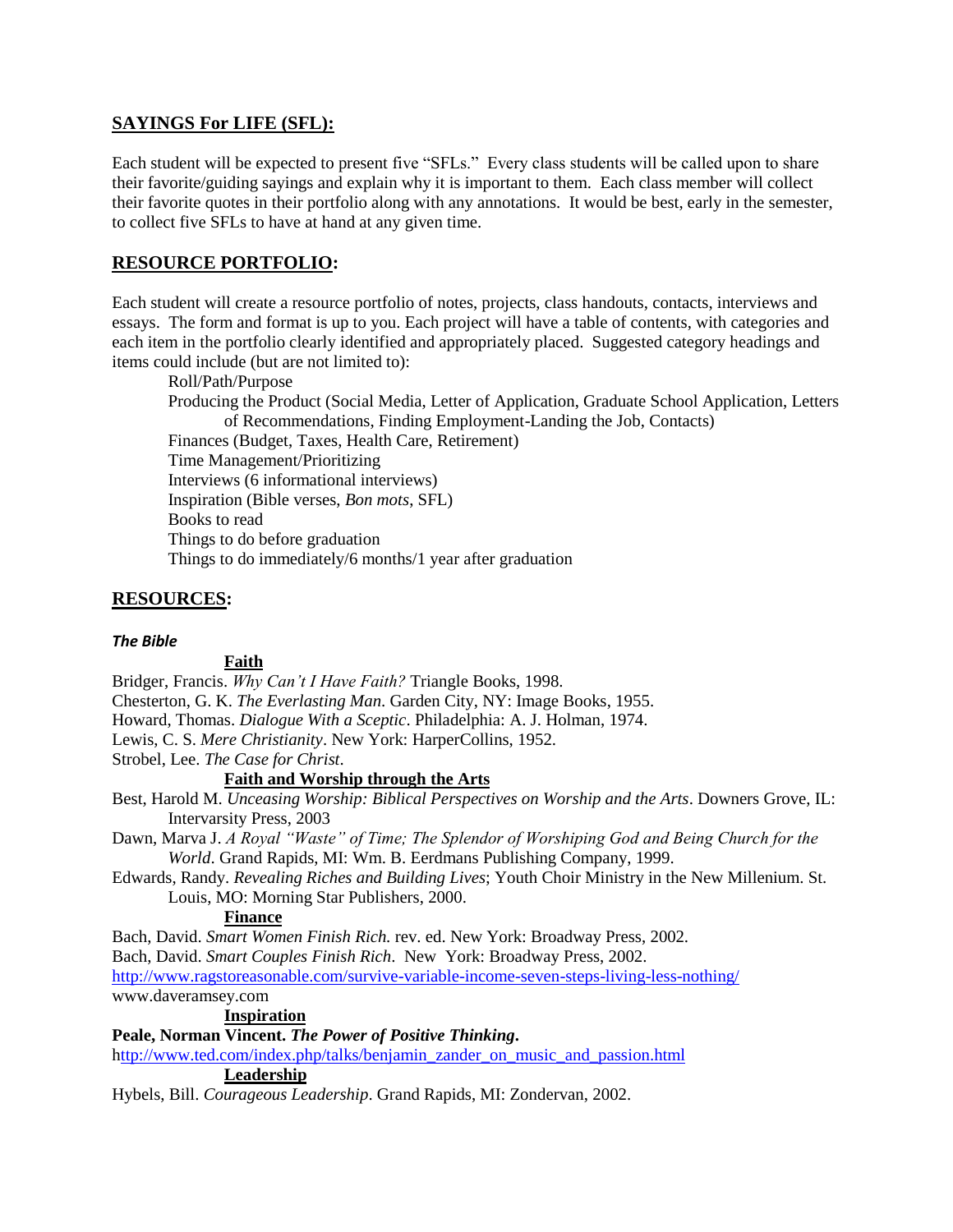## **SAYINGS For LIFE (SFL):**

Each student will be expected to present five "SFLs." Every class students will be called upon to share their favorite/guiding sayings and explain why it is important to them. Each class member will collect their favorite quotes in their portfolio along with any annotations. It would be best, early in the semester, to collect five SFLs to have at hand at any given time.

## **RESOURCE PORTFOLIO:**

Each student will create a resource portfolio of notes, projects, class handouts, contacts, interviews and essays. The form and format is up to you. Each project will have a table of contents, with categories and each item in the portfolio clearly identified and appropriately placed. Suggested category headings and items could include (but are not limited to):

- Roll/Path/Purpose
- Producing the Product (Social Media, Letter of Application, Graduate School Application, Letters of Recommendations, Finding Employment-Landing the Job, Contacts)
- Finances (Budget, Taxes, Health Care, Retirement)
- Time Management/Prioritizing
- Interviews (6 informational interviews)
- Inspiration (Bible verses, *Bon mots*, SFL)
- Books to read
- Things to do before graduation
- Things to do immediately/6 months/1 year after graduation

## **RESOURCES:**

***The Bible***

**Faith**

Bridger, Francis. *Why Can't I Have Faith?* Triangle Books, 1998.
Chesterton, G. K. *The Everlasting Man*. Garden City, NY: Image Books, 1955.
Howard, Thomas. *Dialogue With a Sceptic*. Philadelphia: A. J. Holman, 1974.
Lewis, C. S. *Mere Christianity*. New York: HarperCollins, 1952.
Strobel, Lee. *The Case for Christ*.

**Faith and Worship through the Arts**

Best, Harold M. *Unceasing Worship: Biblical Perspectives on Worship and the Arts*. Downers Grove, IL: Intervarsity Press, 2003

Dawn, Marva J. *A Royal "Waste" of Time; The Splendor of Worshiping God and Being Church for the World*. Grand Rapids, MI: Wm. B. Eerdmans Publishing Company, 1999.

Edwards, Randy. *Revealing Riches and Building Lives*; Youth Choir Ministry in the New Millenium. St. Louis, MO: Morning Star Publishers, 2000.

**Finance**

Bach, David. *Smart Women Finish Rich.* rev. ed. New York: Broadway Press, 2002.
Bach, David. *Smart Couples Finish Rich*. New York: Broadway Press, 2002.
http://www.ragstoreasonable.com/survive-variable-income-seven-steps-living-less-nothing/
www.daveramsey.com

**Inspiration**

**Peale, Norman Vincent. *The Power of Positive Thinking*.**
http://www.ted.com/index.php/talks/benjamin_zander_on_music_and_passion.html

**Leadership**

Hybels, Bill. *Courageous Leadership*. Grand Rapids, MI: Zondervan, 2002.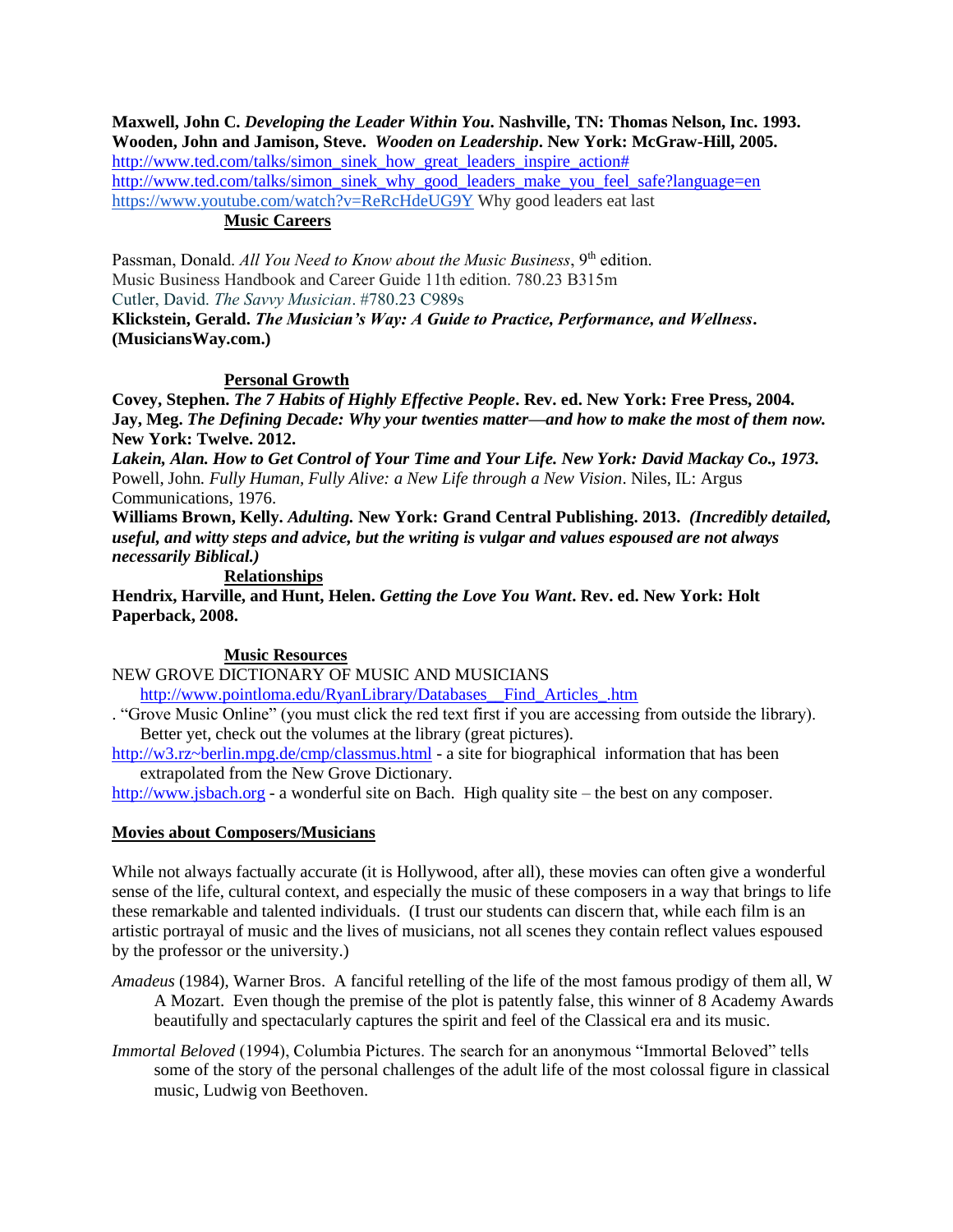**Maxwell, John C. *Developing the Leader Within You*. Nashville, TN: Thomas Nelson, Inc. 1993.**
**Wooden, John and Jamison, Steve. *Wooden on Leadership*. New York: McGraw-Hill, 2005.**
http://www.ted.com/talks/simon_sinek_how_great_leaders_inspire_action#
http://www.ted.com/talks/simon_sinek_why_good_leaders_make_you_feel_safe?language=en
https://www.youtube.com/watch?v=ReRcHdeUG9Y Why good leaders eat last

## Music Careers

Passman, Donald. *All You Need to Know about the Music Business*, 9th edition.
Music Business Handbook and Career Guide 11th edition. 780.23 B315m
Cutler, David. *The Savvy Musician*. #780.23 C989s
**Klickstein, Gerald. *The Musician's Way: A Guide to Practice, Performance, and Wellness*. (MusiciansWay.com.)**

## Personal Growth

**Covey, Stephen. *The 7 Habits of Highly Effective People*. Rev. ed. New York: Free Press, 2004.**
**Jay, Meg. *The Defining Decade: Why your twenties matter—and how to make the most of them now.* New York: Twelve. 2012.**
***Lakein, Alan. How to Get Control of Your Time and Your Life. New York: David Mackay Co., 1973.***
Powell, John. *Fully Human, Fully Alive: a New Life through a New Vision*. Niles, IL: Argus Communications, 1976.
**Williams Brown, Kelly. *Adulting.* New York: Grand Central Publishing. 2013. *(Incredibly detailed, useful, and witty steps and advice, but the writing is vulgar and values espoused are not always necessarily Biblical.)***

## Relationships

**Hendrix, Harville, and Hunt, Helen. *Getting the Love You Want*. Rev. ed. New York: Holt Paperback, 2008.**

## Music Resources

NEW GROVE DICTIONARY OF MUSIC AND MUSICIANS
http://www.pointloma.edu/RyanLibrary/Databases__Find_Articles_.htm
. "Grove Music Online" (you must click the red text first if you are accessing from outside the library). Better yet, check out the volumes at the library (great pictures).
http://w3.rz~berlin.mpg.de/cmp/classmus.html - a site for biographical information that has been extrapolated from the New Grove Dictionary.
http://www.jsbach.org - a wonderful site on Bach. High quality site – the best on any composer.

## Movies about Composers/Musicians

While not always factually accurate (it is Hollywood, after all), these movies can often give a wonderful sense of the life, cultural context, and especially the music of these composers in a way that brings to life these remarkable and talented individuals. (I trust our students can discern that, while each film is an artistic portrayal of music and the lives of musicians, not all scenes they contain reflect values espoused by the professor or the university.)

*Amadeus* (1984), Warner Bros. A fanciful retelling of the life of the most famous prodigy of them all, W A Mozart. Even though the premise of the plot is patently false, this winner of 8 Academy Awards beautifully and spectacularly captures the spirit and feel of the Classical era and its music.

*Immortal Beloved* (1994), Columbia Pictures. The search for an anonymous "Immortal Beloved" tells some of the story of the personal challenges of the adult life of the most colossal figure in classical music, Ludwig von Beethoven.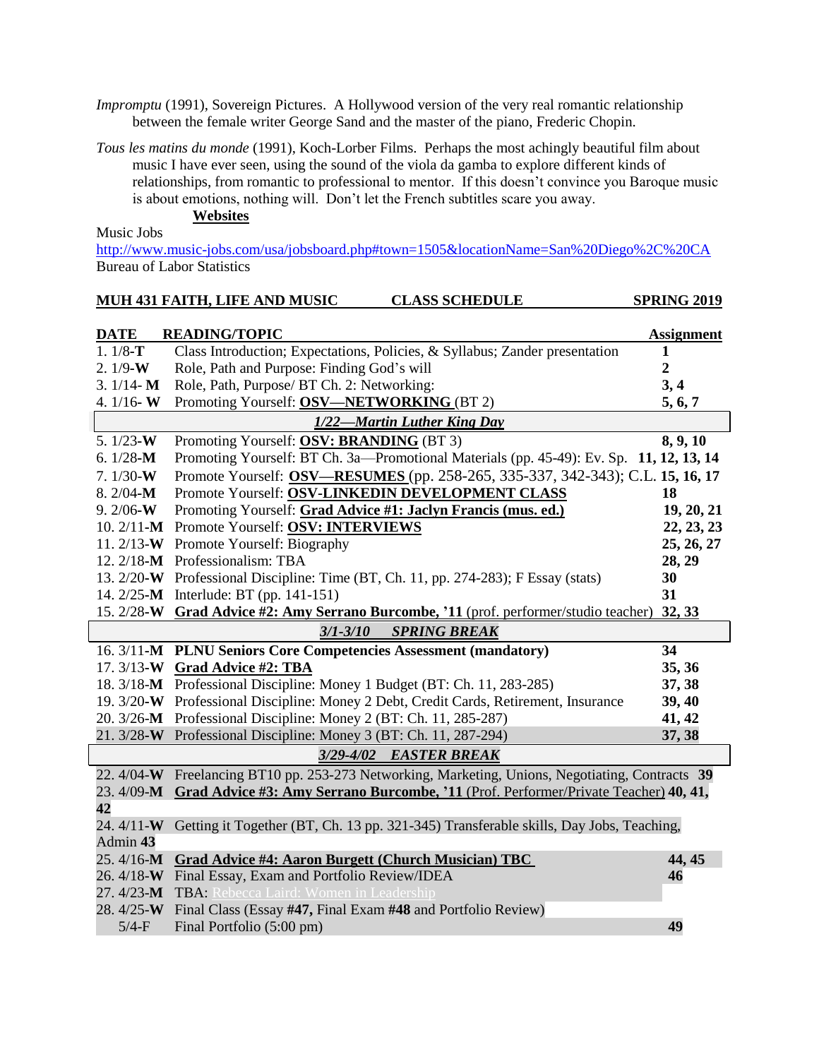*Impromptu* (1991), Sovereign Pictures. A Hollywood version of the very real romantic relationship between the female writer George Sand and the master of the piano, Frederic Chopin.

*Tous les matins du monde* (1991), Koch-Lorber Films. Perhaps the most achingly beautiful film about music I have ever seen, using the sound of the viola da gamba to explore different kinds of relationships, from romantic to professional to mentor. If this doesn't convince you Baroque music is about emotions, nothing will. Don't let the French subtitles scare you away.

**Websites**

Music Jobs
http://www.music-jobs.com/usa/jobsboard.php#town=1505&locationName=San%20Diego%2C%20CA
Bureau of Labor Statistics

## MUH 431 FAITH, LIFE AND MUSIC — CLASS SCHEDULE — SPRING 2019

| DATE | READING/TOPIC | Assignment |
|---|---|---|
| 1. 1/8-**T** | Class Introduction; Expectations, Policies, & Syllabus; Zander presentation | **1** |
| 2. 1/9-**W** | Role, Path and Purpose: Finding God's will | **2** |
| 3. 1/14- **M** | Role, Path, Purpose/ BT Ch. 2: Networking: | **3, 4** |
| 4. 1/16- **W** | Promoting Yourself: **OSV—NETWORKING** (BT 2) | **5, 6, 7** |
| | ***1/22—Martin Luther King Day*** | |
| 5. 1/23-**W** | Promoting Yourself: **OSV: BRANDING** (BT 3) | **8, 9, 10** |
| 6. 1/28-**M** | Promoting Yourself: BT Ch. 3a—Promotional Materials (pp. 45-49): Ev. Sp. | **11, 12, 13, 14** |
| 7. 1/30-**W** | Promote Yourself: **OSV—RESUMES** (pp. 258-265, 335-337, 342-343); C.L. | **15, 16, 17** |
| 8. 2/04-**M** | Promote Yourself: **OSV-LINKEDIN DEVELOPMENT CLASS** | **18** |
| 9. 2/06-**W** | Promoting Yourself: **Grad Advice #1: Jaclyn Francis (mus. ed.)** | **19, 20, 21** |
| 10. 2/11-**M** | Promote Yourself: **OSV: INTERVIEWS** | **22, 23, 23** |
| 11. 2/13-**W** | Promote Yourself: Biography | **25, 26, 27** |
| 12. 2/18-**M** | Professionalism: TBA | **28, 29** |
| 13. 2/20-**W** | Professional Discipline: Time (BT, Ch. 11, pp. 274-283); F Essay (stats) | **30** |
| 14. 2/25-**M** | Interlude: BT (pp. 141-151) | **31** |
| 15. 2/28-**W** | **Grad Advice #2: Amy Serrano Burcombe, '11** (prof. performer/studio teacher) | **32, 33** |
| | ***3/1-3/10 SPRING BREAK*** | |
| 16. 3/11-**M** | **PLNU Seniors Core Competencies Assessment (mandatory)** | **34** |
| 17. 3/13-**W** | **Grad Advice #2: TBA** | **35, 36** |
| 18. 3/18-**M** | Professional Discipline: Money 1 Budget (BT: Ch. 11, 283-285) | **37, 38** |
| 19. 3/20-**W** | Professional Discipline: Money 2 Debt, Credit Cards, Retirement, Insurance | **39, 40** |
| 20. 3/26-**M** | Professional Discipline: Money 2 (BT: Ch. 11, 285-287) | **41, 42** |
| 21. 3/28-**W** | Professional Discipline: Money 3 (BT: Ch. 11, 287-294) | **37, 38** |
| | ***3/29-4/02 EASTER BREAK*** | |
| 22. 4/04-**W** | Freelancing BT10 pp. 253-273 Networking, Marketing, Unions, Negotiating, Contracts | **39** |
| 23. 4/09-**M** | **Grad Advice #3: Amy Serrano Burcombe, '11** (Prof. Performer/Private Teacher) | **40, 41, 42** |
| 24. 4/11-**W** | Getting it Together (BT, Ch. 13 pp. 321-345) Transferable skills, Day Jobs, Teaching, Admin | **43** |
| 25. 4/16-**M** | **Grad Advice #4: Aaron Burgett (Church Musician) TBC** | **44, 45** |
| 26. 4/18-**W** | Final Essay, Exam and Portfolio Review/IDEA | **46** |
| 27. 4/23-**M** | TBA: Rebecca Laird: Women in Leadership | |
| 28. 4/25-**W** | Final Class (Essay **#47,** Final Exam **#48** and Portfolio Review) | |
| 5/4-F | Final Portfolio (5:00 pm) | **49** |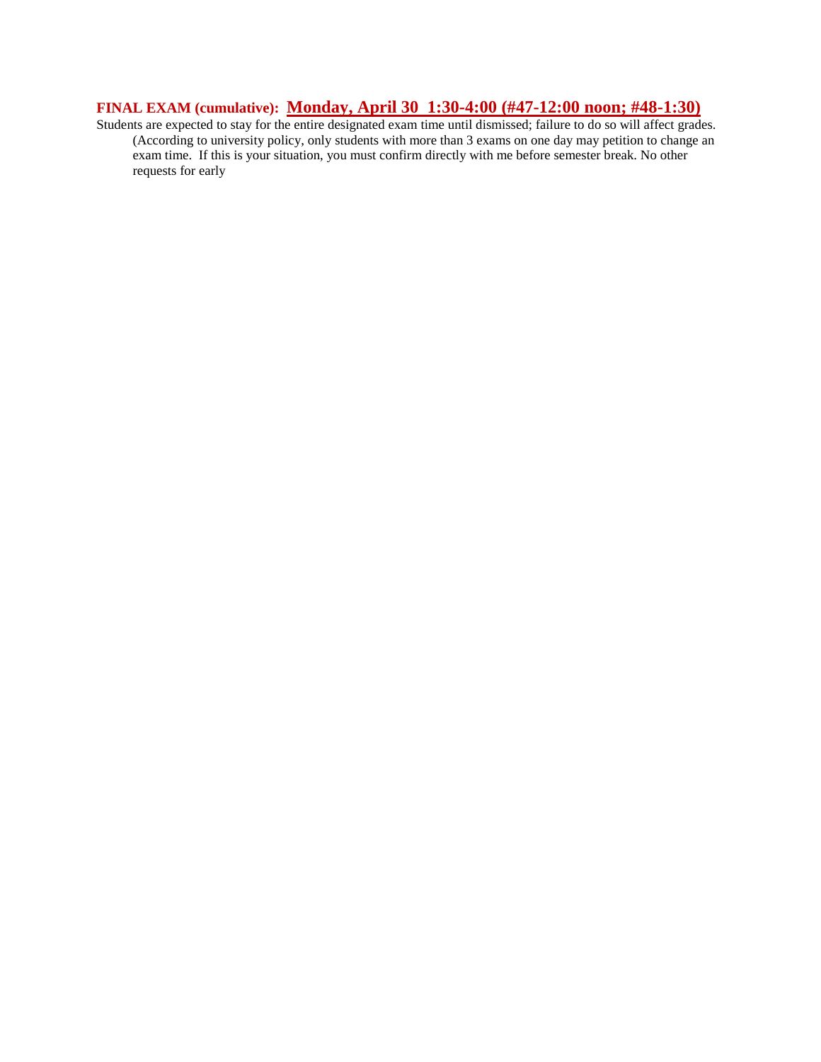**FINAL EXAM (cumulative):** **<u>Monday, April 30 1:30-4:00 (#47-12:00 noon; #48-1:30)</u>**

Students are expected to stay for the entire designated exam time until dismissed; failure to do so will affect grades. (According to university policy, only students with more than 3 exams on one day may petition to change an exam time. If this is your situation, you must confirm directly with me before semester break. No other requests for early